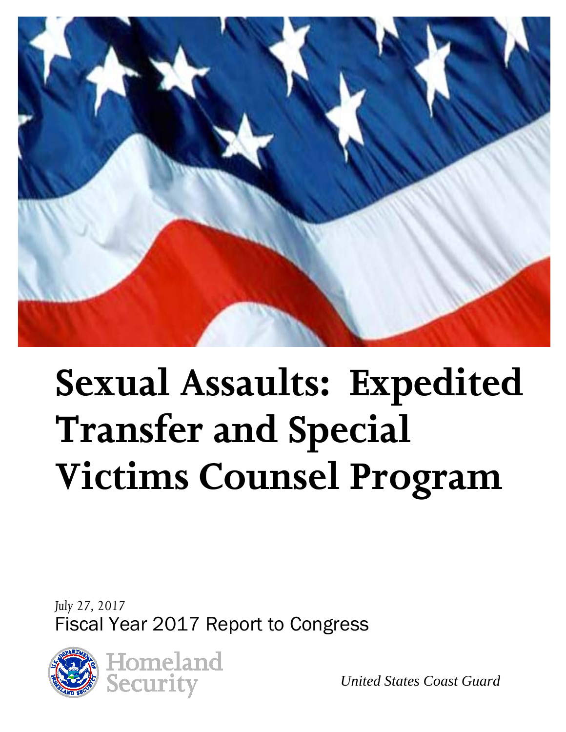# Sexual Assaults: Expedited Transfer and Special Victims Counsel Program

July 27, 2017
Fiscal Year 2017 Report to Congress

Homeland Security

*United States Coast Guard*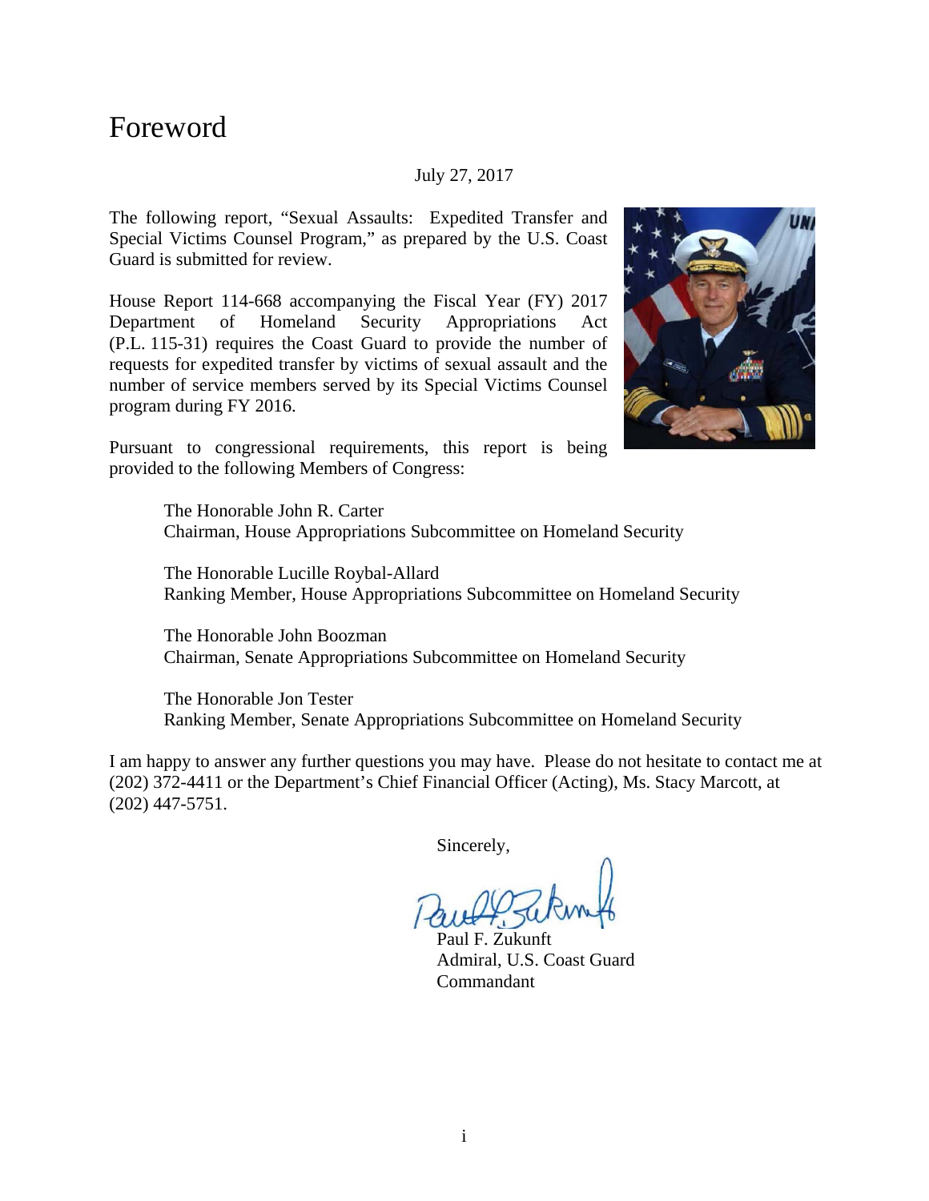# Foreword

July 27, 2017

The following report, "Sexual Assaults: Expedited Transfer and Special Victims Counsel Program," as prepared by the U.S. Coast Guard is submitted for review.

House Report 114-668 accompanying the Fiscal Year (FY) 2017 Department of Homeland Security Appropriations Act (P.L. 115-31) requires the Coast Guard to provide the number of requests for expedited transfer by victims of sexual assault and the number of service members served by its Special Victims Counsel program during FY 2016.

Pursuant to congressional requirements, this report is being provided to the following Members of Congress:

The Honorable John R. Carter
Chairman, House Appropriations Subcommittee on Homeland Security

The Honorable Lucille Roybal-Allard
Ranking Member, House Appropriations Subcommittee on Homeland Security

The Honorable John Boozman
Chairman, Senate Appropriations Subcommittee on Homeland Security

The Honorable Jon Tester
Ranking Member, Senate Appropriations Subcommittee on Homeland Security

I am happy to answer any further questions you may have. Please do not hesitate to contact me at (202) 372-4411 or the Department's Chief Financial Officer (Acting), Ms. Stacy Marcott, at (202) 447-5751.

Sincerely,

Paul F. Zukunft
Admiral, U.S. Coast Guard
Commandant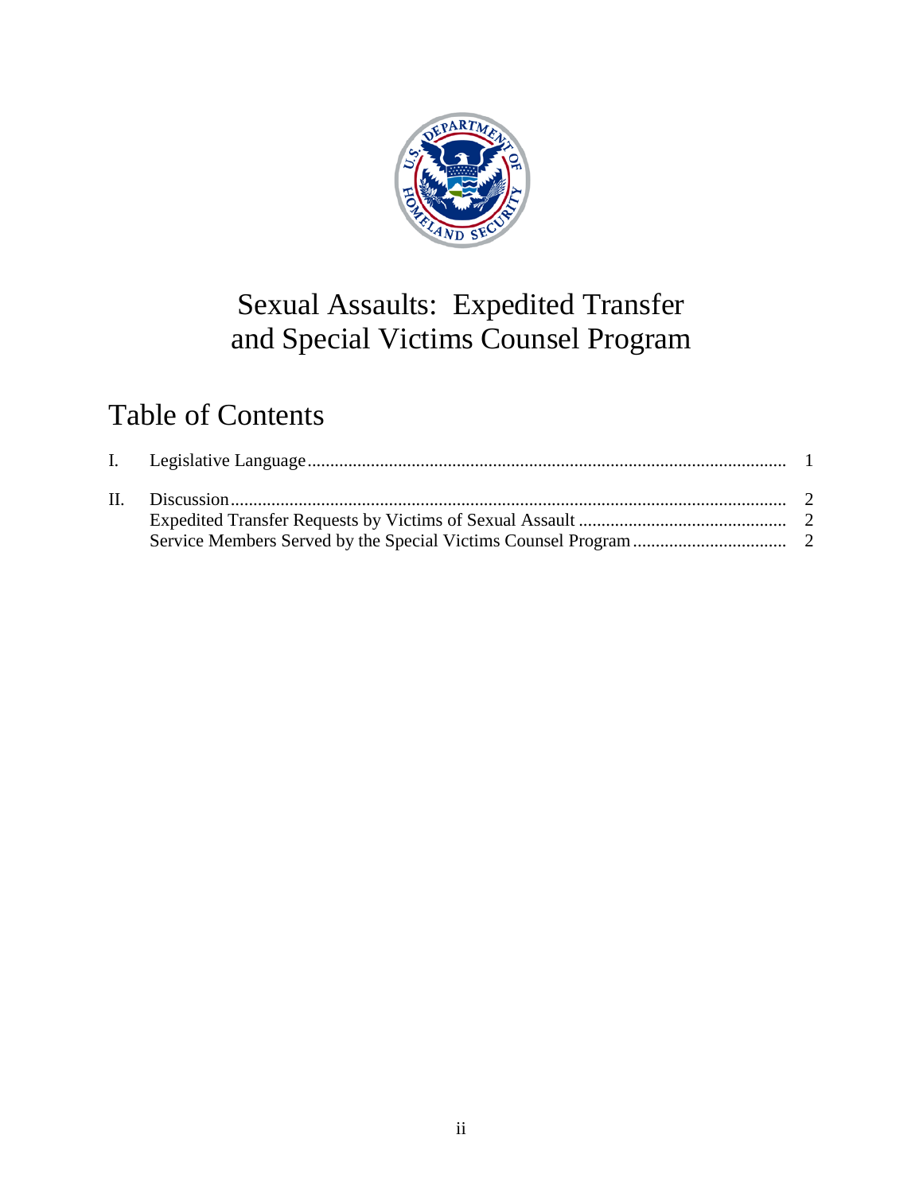# Sexual Assaults: Expedited Transfer and Special Victims Counsel Program

## Table of Contents

| | | |
|---|---|---|
| I. | Legislative Language | 1 |
| II. | Discussion | 2 |
| | Expedited Transfer Requests by Victims of Sexual Assault | 2 |
| | Service Members Served by the Special Victims Counsel Program | 2 |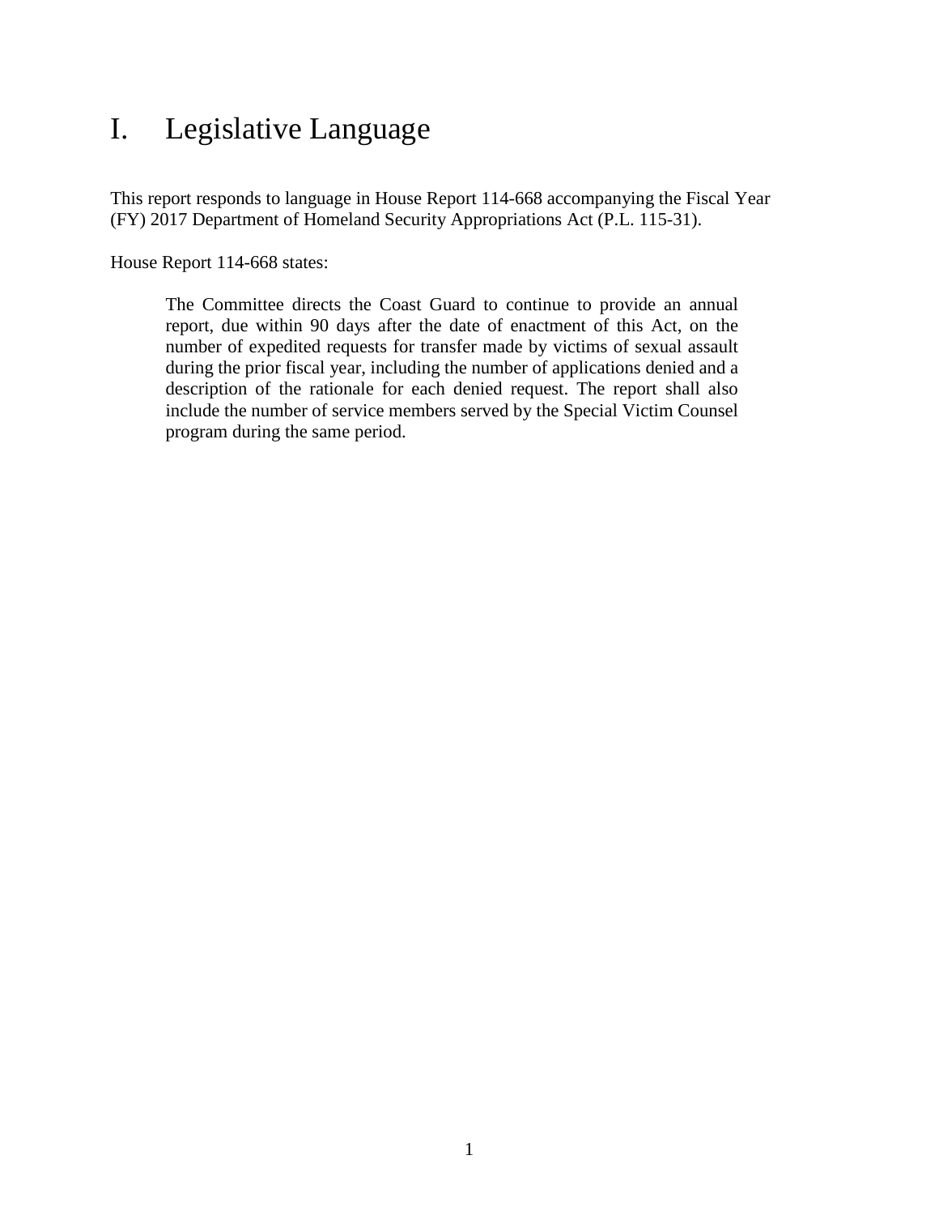# I. Legislative Language

This report responds to language in House Report 114-668 accompanying the Fiscal Year (FY) 2017 Department of Homeland Security Appropriations Act (P.L. 115-31).

House Report 114-668 states:

> The Committee directs the Coast Guard to continue to provide an annual report, due within 90 days after the date of enactment of this Act, on the number of expedited requests for transfer made by victims of sexual assault during the prior fiscal year, including the number of applications denied and a description of the rationale for each denied request. The report shall also include the number of service members served by the Special Victim Counsel program during the same period.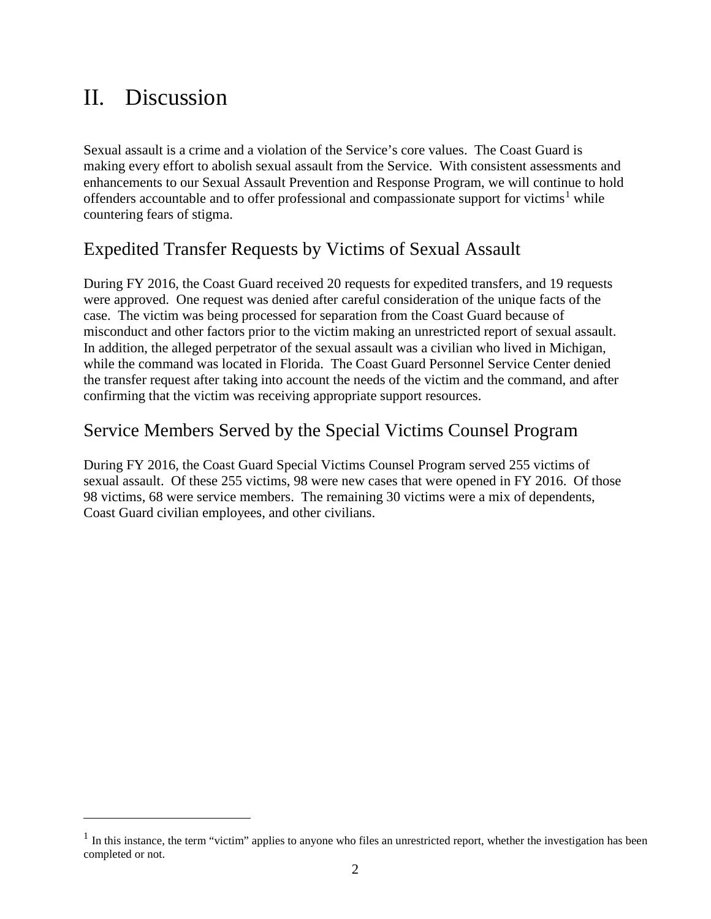# II. Discussion

Sexual assault is a crime and a violation of the Service's core values. The Coast Guard is making every effort to abolish sexual assault from the Service. With consistent assessments and enhancements to our Sexual Assault Prevention and Response Program, we will continue to hold offenders accountable and to offer professional and compassionate support for victims[1] while countering fears of stigma.

## Expedited Transfer Requests by Victims of Sexual Assault

During FY 2016, the Coast Guard received 20 requests for expedited transfers, and 19 requests were approved. One request was denied after careful consideration of the unique facts of the case. The victim was being processed for separation from the Coast Guard because of misconduct and other factors prior to the victim making an unrestricted report of sexual assault. In addition, the alleged perpetrator of the sexual assault was a civilian who lived in Michigan, while the command was located in Florida. The Coast Guard Personnel Service Center denied the transfer request after taking into account the needs of the victim and the command, and after confirming that the victim was receiving appropriate support resources.

## Service Members Served by the Special Victims Counsel Program

During FY 2016, the Coast Guard Special Victims Counsel Program served 255 victims of sexual assault. Of these 255 victims, 98 were new cases that were opened in FY 2016. Of those 98 victims, 68 were service members. The remaining 30 victims were a mix of dependents, Coast Guard civilian employees, and other civilians.

---

[1] In this instance, the term "victim" applies to anyone who files an unrestricted report, whether the investigation has been completed or not.